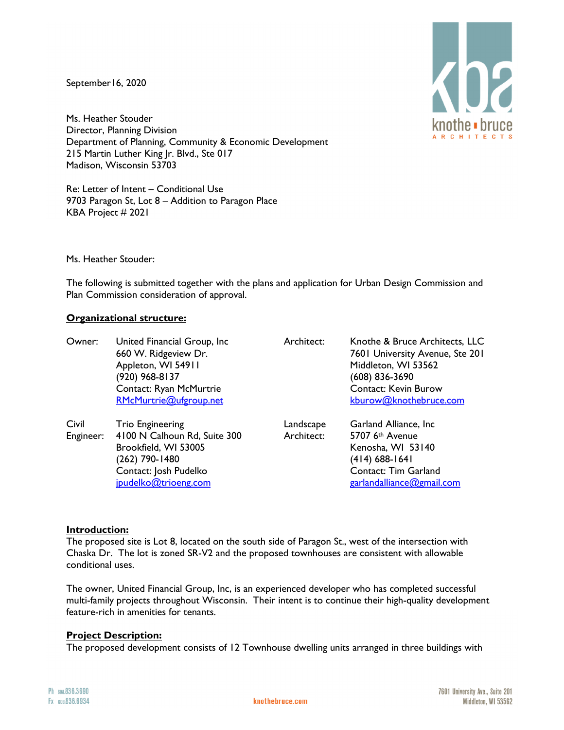September16, 2020

Ms. Heather Stouder
Director, Planning Division
Department of Planning, Community & Economic Development
215 Martin Luther King Jr. Blvd., Ste 017
Madison, Wisconsin 53703

Re: Letter of Intent – Conditional Use
9703 Paragon St, Lot 8 – Addition to Paragon Place
KBA Project # 2021

Ms. Heather Stouder:

The following is submitted together with the plans and application for Urban Design Commission and Plan Commission consideration of approval.

**Organizational structure:**

| | | | |
|---|---|---|---|
| Owner: | United Financial Group, Inc<br>660 W. Ridgeview Dr.<br>Appleton, WI 54911<br>(920) 968-8137<br>Contact: Ryan McMurtrie<br>RMcMurtrie@ufgroup.net | Architect: | Knothe & Bruce Architects, LLC<br>7601 University Avenue, Ste 201<br>Middleton, WI 53562<br>(608) 836-3690<br>Contact: Kevin Burow<br>kburow@knothebruce.com |
| Civil Engineer: | Trio Engineering<br>4100 N Calhoun Rd, Suite 300<br>Brookfield, WI 53005<br>(262) 790-1480<br>Contact: Josh Pudelko<br>jpudelko@trioeng.com | Landscape Architect: | Garland Alliance, Inc<br>5707 6th Avenue<br>Kenosha, WI 53140<br>(414) 688-1641<br>Contact: Tim Garland<br>garlandalliance@gmail.com |

**Introduction:**
The proposed site is Lot 8, located on the south side of Paragon St., west of the intersection with Chaska Dr. The lot is zoned SR-V2 and the proposed townhouses are consistent with allowable conditional uses.

The owner, United Financial Group, Inc, is an experienced developer who has completed successful multi-family projects throughout Wisconsin. Their intent is to continue their high-quality development feature-rich in amenities for tenants.

**Project Description:**
The proposed development consists of 12 Townhouse dwelling units arranged in three buildings with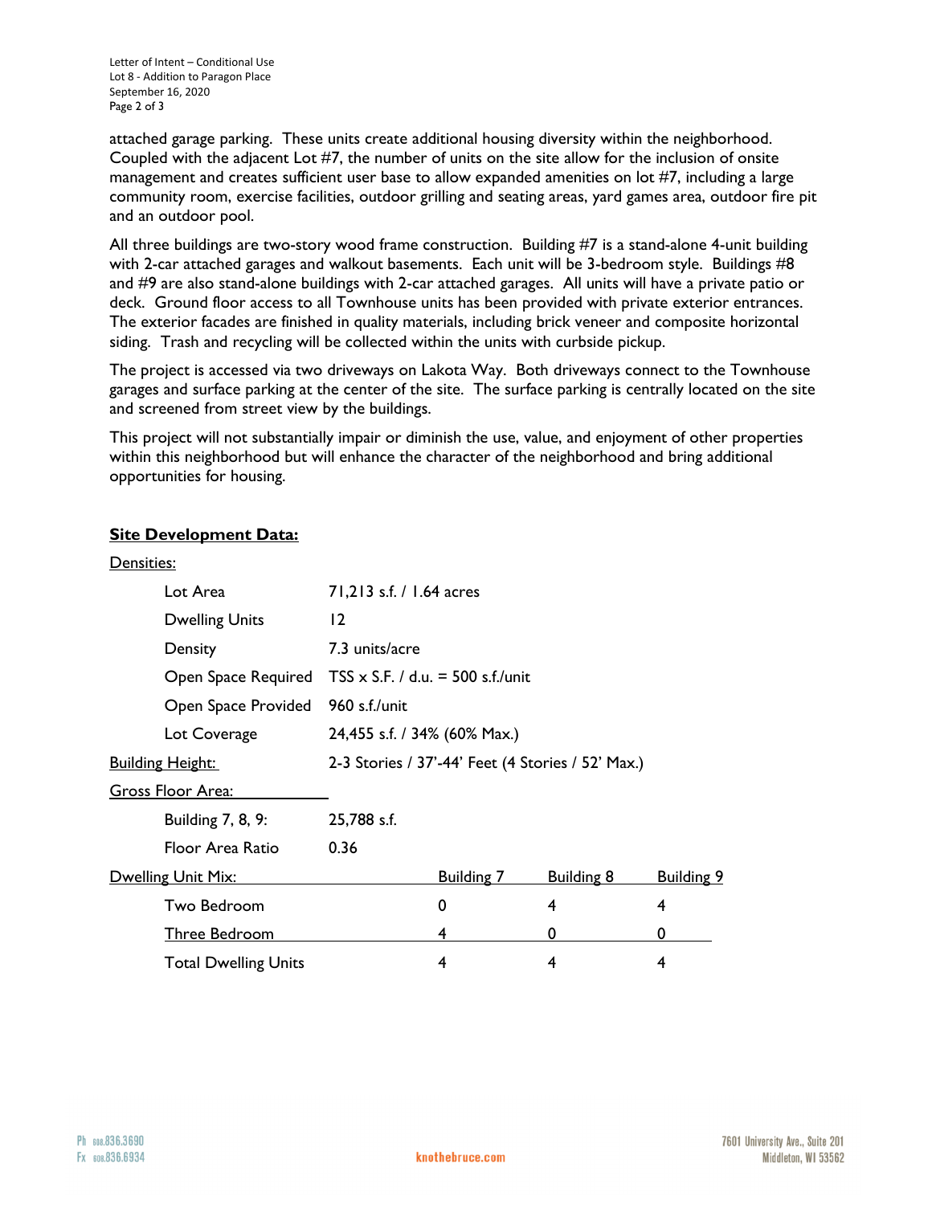attached garage parking. These units create additional housing diversity within the neighborhood. Coupled with the adjacent Lot #7, the number of units on the site allow for the inclusion of onsite management and creates sufficient user base to allow expanded amenities on lot #7, including a large community room, exercise facilities, outdoor grilling and seating areas, yard games area, outdoor fire pit and an outdoor pool.

All three buildings are two-story wood frame construction. Building #7 is a stand-alone 4-unit building with 2-car attached garages and walkout basements. Each unit will be 3-bedroom style. Buildings #8 and #9 are also stand-alone buildings with 2-car attached garages. All units will have a private patio or deck. Ground floor access to all Townhouse units has been provided with private exterior entrances. The exterior facades are finished in quality materials, including brick veneer and composite horizontal siding. Trash and recycling will be collected within the units with curbside pickup.

The project is accessed via two driveways on Lakota Way. Both driveways connect to the Townhouse garages and surface parking at the center of the site. The surface parking is centrally located on the site and screened from street view by the buildings.

This project will not substantially impair or diminish the use, value, and enjoyment of other properties within this neighborhood but will enhance the character of the neighborhood and bring additional opportunities for housing.

## Site Development Data:

**Densities:**

| | |
|---|---|
| Lot Area | 71,213 s.f. / 1.64 acres |
| Dwelling Units | 12 |
| Density | 7.3 units/acre |
| Open Space Required | TSS x S.F. / d.u. = 500 s.f./unit |
| Open Space Provided | 960 s.f./unit |
| Lot Coverage | 24,455 s.f. / 34% (60% Max.) |

**Building Height:** 2-3 Stories / 37'-44' Feet (4 Stories / 52' Max.)

**Gross Floor Area:**

| | |
|---|---|
| Building 7, 8, 9: | 25,788 s.f. |
| Floor Area Ratio | 0.36 |

**Dwelling Unit Mix:**

| | Building 7 | Building 8 | Building 9 |
|---|---|---|---|
| Two Bedroom | 0 | 4 | 4 |
| Three Bedroom | 4 | 0 | 0 |
| Total Dwelling Units | 4 | 4 | 4 |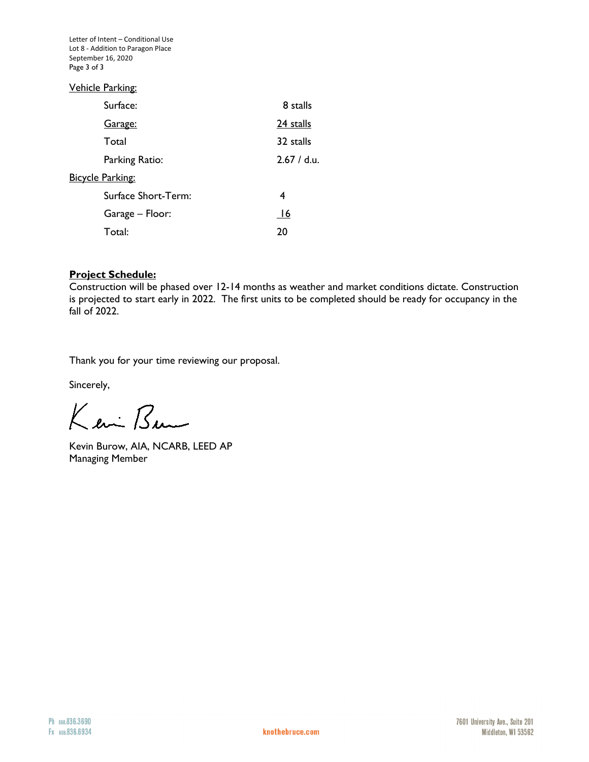Vehicle Parking:

| | |
|---|---|
| Surface: | 8 stalls |
| Garage: | 24 stalls |
| Total | 32 stalls |
| Parking Ratio: | 2.67 / d.u. |

Bicycle Parking:

| | |
|---|---|
| Surface Short-Term: | 4 |
| Garage – Floor: | 16 |
| Total: | 20 |

**Project Schedule:**

Construction will be phased over 12-14 months as weather and market conditions dictate. Construction is projected to start early in 2022. The first units to be completed should be ready for occupancy in the fall of 2022.

Thank you for your time reviewing our proposal.

Sincerely,

Kevin Burow, AIA, NCARB, LEED AP
Managing Member

Ph 608.836.3690
Fx 608.836.6934

knothebruce.com

7601 University Ave., Suite 201
Middleton, WI 53562